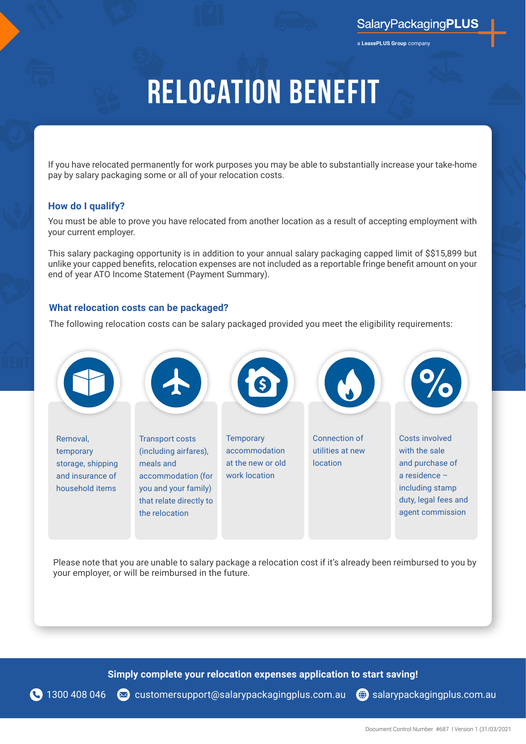SalaryPackagingPLUS

a LeasePLUS Group company

# RELOCATION BENEFIT

If you have relocated permanently for work purposes you may be able to substantially increase your take-home pay by salary packaging some or all of your relocation costs.

## How do I qualify?

You must be able to prove you have relocated from another location as a result of accepting employment with your current employer.

This salary packaging opportunity is in addition to your annual salary packaging capped limit of $$15,899 but unlike your capped benefits, relocation expenses are not included as a reportable fringe benefit amount on your end of year ATO Income Statement (Payment Summary).

## What relocation costs can be packaged?

The following relocation costs can be salary packaged provided you meet the eligibility requirements:

- Removal, temporary storage, shipping and insurance of household items
- Transport costs (including airfares), meals and accommodation (for you and your family) that relate directly to the relocation
- Temporary accommodation at the new or old work location
- Connection of utilities at new location
- Costs involved with the sale and purchase of a residence – including stamp duty, legal fees and agent commission

Please note that you are unable to salary package a relocation cost if it's already been reimbursed to you by your employer, or will be reimbursed in the future.

**Simply complete your relocation expenses application to start saving!**

1300 408 046 | customersupport@salarypackagingplus.com.au | salarypackagingplus.com.au

Document Control Number #687 I Version 1 (31/03/2021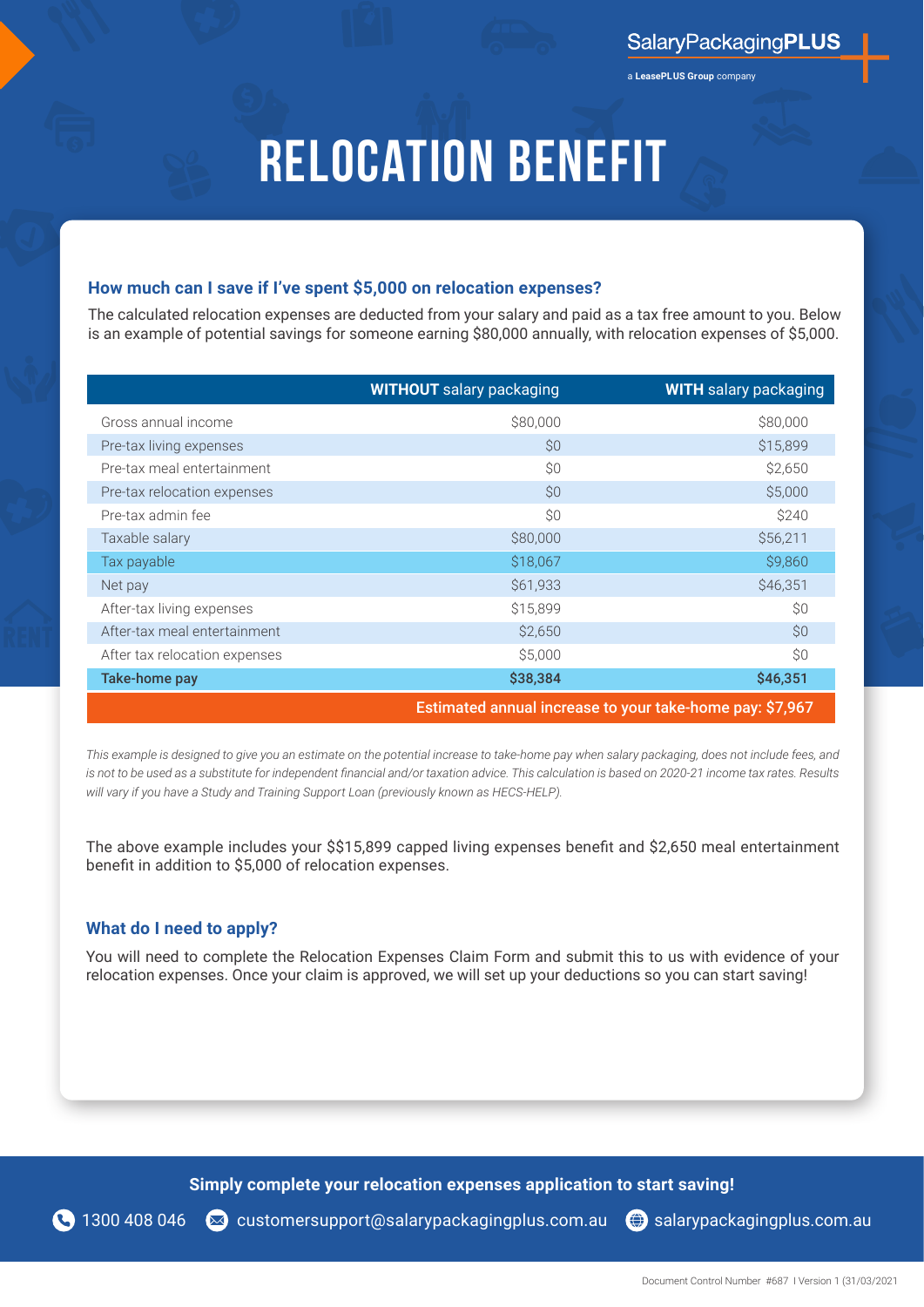# RELOCATION BENEFIT

### How much can I save if I've spent $5,000 on relocation expenses?

The calculated relocation expenses are deducted from your salary and paid as a tax free amount to you. Below is an example of potential savings for someone earning $80,000 annually, with relocation expenses of $5,000.

| | **WITHOUT** salary packaging | **WITH** salary packaging |
|---|---|---|
| Gross annual income | $80,000 | $80,000 |
| Pre-tax living expenses | $0 | $15,899 |
| Pre-tax meal entertainment | $0 | $2,650 |
| Pre-tax relocation expenses | $0 | $5,000 |
| Pre-tax admin fee | $0 | $240 |
| Taxable salary | $80,000 | $56,211 |
| Tax payable | $18,067 | $9,860 |
| Net pay | $61,933 | $46,351 |
| After-tax living expenses | $15,899 | $0 |
| After-tax meal entertainment | $2,650 | $0 |
| After tax relocation expenses | $5,000 | $0 |
| **Take-home pay** | **$38,384** | **$46,351** |
| | **Estimated annual increase to your take-home pay: $7,967** | |

*This example is designed to give you an estimate on the potential increase to take-home pay when salary packaging, does not include fees, and is not to be used as a substitute for independent financial and/or taxation advice. This calculation is based on 2020-21 income tax rates. Results will vary if you have a Study and Training Support Loan (previously known as HECS-HELP).*

The above example includes your $$15,899 capped living expenses benefit and $2,650 meal entertainment benefit in addition to $5,000 of relocation expenses.

### What do I need to apply?

You will need to complete the Relocation Expenses Claim Form and submit this to us with evidence of your relocation expenses. Once your claim is approved, we will set up your deductions so you can start saving!

**Simply complete your relocation expenses application to start saving!**

1300 408 046 customersupport@salarypackagingplus.com.au salarypackagingplus.com.au

Document Control Number #687 I Version 1 (31/03/2021